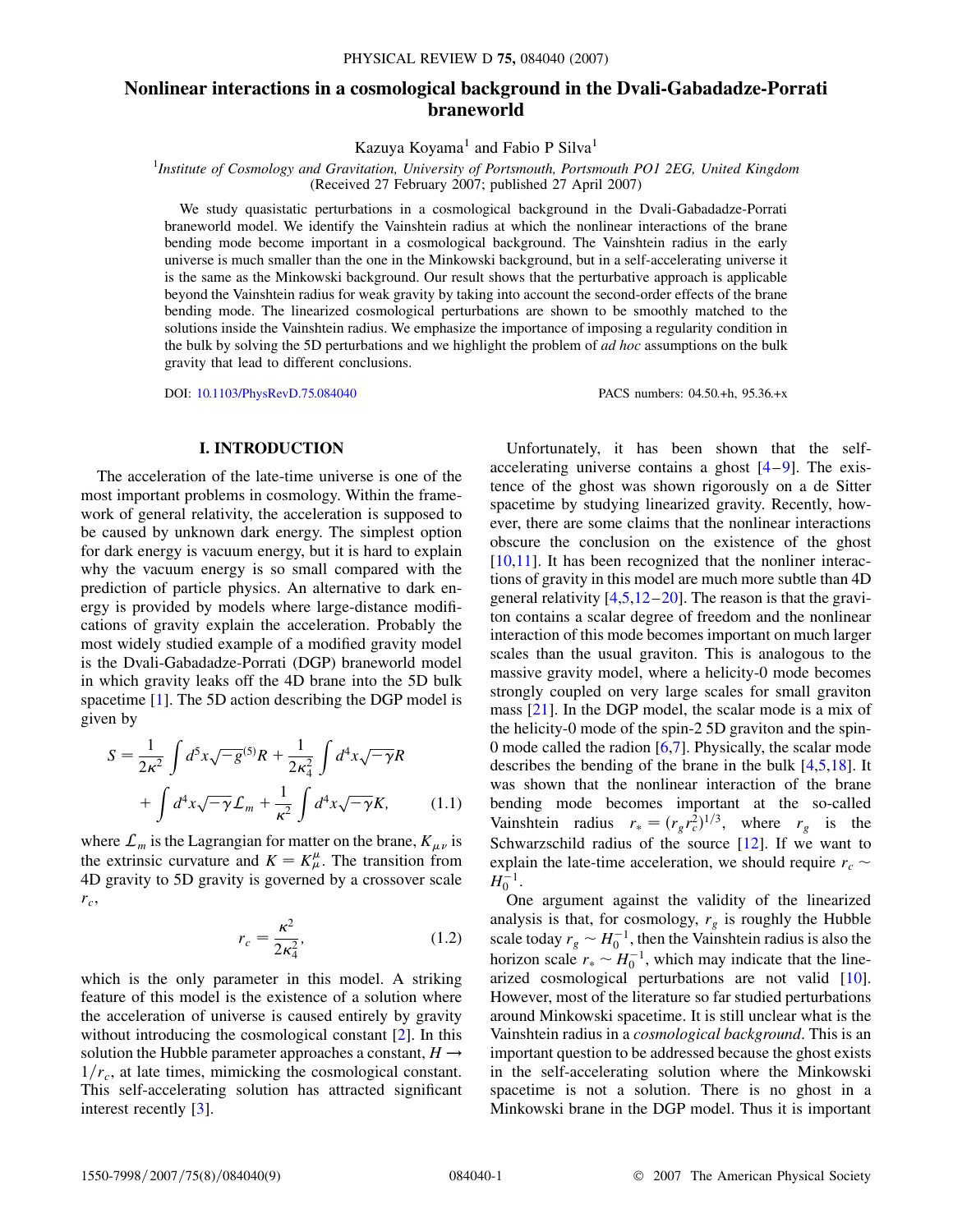# Nonlinear interactions in a cosmological background in the Dvali-Gabadadze-Porrati braneworld

Kazuya Koyama[1] and Fabio P Silva[1]

[1]*Institute of Cosmology and Gravitation, University of Portsmouth, Portsmouth PO1 2EG, United Kingdom*
(Received 27 February 2007; published 27 April 2007)

We study quasistatic perturbations in a cosmological background in the Dvali-Gabadadze-Porrati braneworld model. We identify the Vainshtein radius at which the nonlinear interactions of the brane bending mode become important in a cosmological background. The Vainshtein radius in the early universe is much smaller than the one in the Minkowski background, but in a self-accelerating universe it is the same as the Minkowski background. Our result shows that the perturbative approach is applicable beyond the Vainshtein radius for weak gravity by taking into account the second-order effects of the brane bending mode. The linearized cosmological perturbations are shown to be smoothly matched to the solutions inside the Vainshtein radius. We emphasize the importance of imposing a regularity condition in the bulk by solving the 5D perturbations and we highlight the problem of *ad hoc* assumptions on the bulk gravity that lead to different conclusions.

DOI: 10.1103/PhysRevD.75.084040 PACS numbers: 04.50.+h, 95.36.+x

## I. INTRODUCTION

The acceleration of the late-time universe is one of the most important problems in cosmology. Within the framework of general relativity, the acceleration is supposed to be caused by unknown dark energy. The simplest option for dark energy is vacuum energy, but it is hard to explain why the vacuum energy is so small compared with the prediction of particle physics. An alternative to dark energy is provided by models where large-distance modifications of gravity explain the acceleration. Probably the most widely studied example of a modified gravity model is the Dvali-Gabadadze-Porrati (DGP) braneworld model in which gravity leaks off the 4D brane into the 5D bulk spacetime [1]. The 5D action describing the DGP model is given by

$$S = \frac{1}{2\kappa^2}\int d^5x\sqrt{-g}^{(5)}R + \frac{1}{2\kappa_4^2}\int d^4x\sqrt{-\gamma}R + \int d^4x\sqrt{-\gamma}\mathcal{L}_m + \frac{1}{\kappa^2}\int d^4x\sqrt{-\gamma}K, \tag{1.1}$$

where $\mathcal{L}_m$ is the Lagrangian for matter on the brane, $K_{\mu\nu}$ is the extrinsic curvature and $K = K^\mu_\mu$. The transition from 4D gravity to 5D gravity is governed by a crossover scale $r_c$,

$$r_c = \frac{\kappa^2}{2\kappa_4^2}, \tag{1.2}$$

which is the only parameter in this model. A striking feature of this model is the existence of a solution where the acceleration of universe is caused entirely by gravity without introducing the cosmological constant [2]. In this solution the Hubble parameter approaches a constant, $H \to 1/r_c$, at late times, mimicking the cosmological constant. This self-accelerating solution has attracted significant interest recently [3].

Unfortunately, it has been shown that the self-accelerating universe contains a ghost [4–9]. The existence of the ghost was shown rigorously on a de Sitter spacetime by studying linearized gravity. Recently, however, there are some claims that the nonlinear interactions obscure the conclusion on the existence of the ghost [10,11]. It has been recognized that the nonliner interactions of gravity in this model are much more subtle than 4D general relativity [4,5,12–20]. The reason is that the graviton contains a scalar degree of freedom and the nonlinear interaction of this mode becomes important on much larger scales than the usual graviton. This is analogous to the massive gravity model, where a helicity-0 mode becomes strongly coupled on very large scales for small graviton mass [21]. In the DGP model, the scalar mode is a mix of the helicity-0 mode of the spin-2 5D graviton and the spin-0 mode called the radion [6,7]. Physically, the scalar mode describes the bending of the brane in the bulk [4,5,18]. It was shown that the nonlinear interaction of the brane bending mode becomes important at the so-called Vainshtein radius $r_* = (r_g r_c^2)^{1/3}$, where $r_g$ is the Schwarzschild radius of the source [12]. If we want to explain the late-time acceleration, we should require $r_c \sim H_0^{-1}$.

One argument against the validity of the linearized analysis is that, for cosmology, $r_g$ is roughly the Hubble scale today $r_g \sim H_0^{-1}$, then the Vainshtein radius is also the horizon scale $r_* \sim H_0^{-1}$, which may indicate that the linearized cosmological perturbations are not valid [10]. However, most of the literature so far studied perturbations around Minkowski spacetime. It is still unclear what is the Vainshtein radius in a *cosmological background*. This is an important question to be addressed because the ghost exists in the self-accelerating solution where the Minkowski spacetime is not a solution. There is no ghost in a Minkowski brane in the DGP model. Thus it is important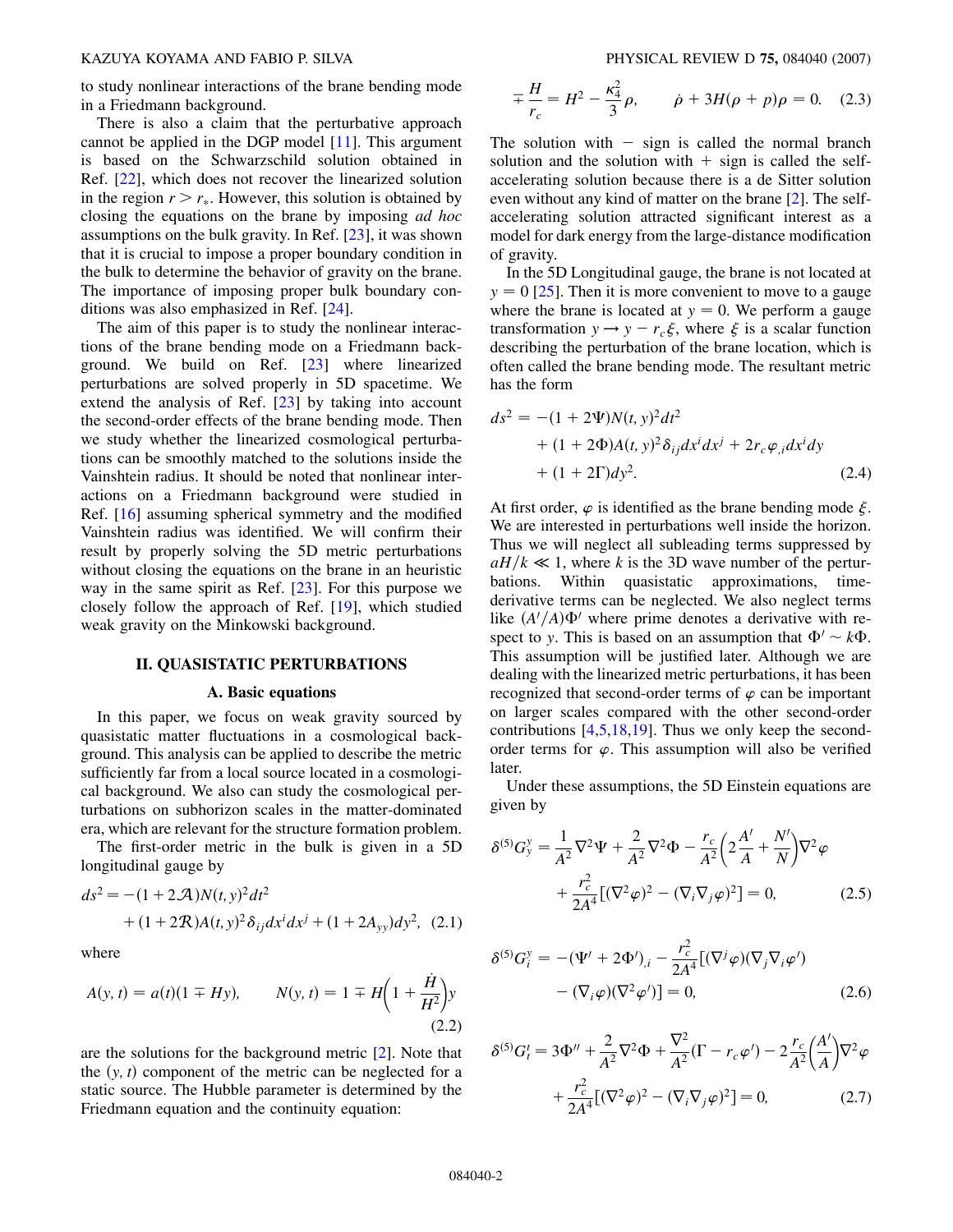to study nonlinear interactions of the brane bending mode in a Friedmann background.

There is also a claim that the perturbative approach cannot be applied in the DGP model [11]. This argument is based on the Schwarzschild solution obtained in Ref. [22], which does not recover the linearized solution in the region $r > r_*$. However, this solution is obtained by closing the equations on the brane by imposing *ad hoc* assumptions on the bulk gravity. In Ref. [23], it was shown that it is crucial to impose a proper boundary condition in the bulk to determine the behavior of gravity on the brane. The importance of imposing proper bulk boundary conditions was also emphasized in Ref. [24].

The aim of this paper is to study the nonlinear interactions of the brane bending mode on a Friedmann background. We build on Ref. [23] where linearized perturbations are solved properly in 5D spacetime. We extend the analysis of Ref. [23] by taking into account the second-order effects of the brane bending mode. Then we study whether the linearized cosmological perturbations can be smoothly matched to the solutions inside the Vainshtein radius. It should be noted that nonlinear interactions on a Friedmann background were studied in Ref. [16] assuming spherical symmetry and the modified Vainshtein radius was identified. We will confirm their result by properly solving the 5D metric perturbations without closing the equations on the brane in an heuristic way in the same spirit as Ref. [23]. For this purpose we closely follow the approach of Ref. [19], which studied weak gravity on the Minkowski background.

## II. QUASISTATIC PERTURBATIONS

### A. Basic equations

In this paper, we focus on weak gravity sourced by quasistatic matter fluctuations in a cosmological background. This analysis can be applied to describe the metric sufficiently far from a local source located in a cosmological background. We also can study the cosmological perturbations on subhorizon scales in the matter-dominated era, which are relevant for the structure formation problem.

The first-order metric in the bulk is given in a 5D longitudinal gauge by

$$ds^2 = -(1+2\mathcal{A})N(t,y)^2dt^2 + (1+2\mathcal{R})A(t,y)^2\delta_{ij}dx^idx^j + (1+2A_{yy})dy^2, \tag{2.1}$$

where

$$A(y,t) = a(t)(1 \mp Hy), \qquad N(y,t) = 1 \mp H\left(1+\frac{\dot{H}}{H^2}\right)y \tag{2.2}$$

are the solutions for the background metric [2]. Note that the $(y, t)$ component of the metric can be neglected for a static source. The Hubble parameter is determined by the Friedmann equation and the continuity equation:

$$\mp \frac{H}{r_c} = H^2 - \frac{\kappa_4^2}{3}\rho, \qquad \dot{\rho} + 3H(\rho+p)\rho = 0. \tag{2.3}$$

The solution with $-$ sign is called the normal branch solution and the solution with $+$ sign is called the self-accelerating solution because there is a de Sitter solution even without any kind of matter on the brane [2]. The self-accelerating solution attracted significant interest as a model for dark energy from the large-distance modification of gravity.

In the 5D Longitudinal gauge, the brane is not located at $y = 0$ [25]. Then it is more convenient to move to a gauge where the brane is located at $y = 0$. We perform a gauge transformation $y \to y - r_c\xi$, where $\xi$ is a scalar function describing the perturbation of the brane location, which is often called the brane bending mode. The resultant metric has the form

$$ds^2 = -(1+2\Psi)N(t,y)^2dt^2 + (1+2\Phi)A(t,y)^2\delta_{ij}dx^idx^j + 2r_c\varphi_{,i}dx^idy + (1+2\Gamma)dy^2. \tag{2.4}$$

At first order, $\varphi$ is identified as the brane bending mode $\xi$. We are interested in perturbations well inside the horizon. Thus we will neglect all subleading terms suppressed by $aH/k \ll 1$, where $k$ is the 3D wave number of the perturbations. Within quasistatic approximations, time-derivative terms can be neglected. We also neglect terms like $(A'/A)\Phi'$ where prime denotes a derivative with respect to $y$. This is based on an assumption that $\Phi' \sim k\Phi$. This assumption will be justified later. Although we are dealing with the linearized metric perturbations, it has been recognized that second-order terms of $\varphi$ can be important on larger scales compared with the other second-order contributions [4,5,18,19]. Thus we only keep the second-order terms for $\varphi$. This assumption will also be verified later.

Under these assumptions, the 5D Einstein equations are given by

$$\delta^{(5)}G^y_y = \frac{1}{A^2}\nabla^2\Psi + \frac{2}{A^2}\nabla^2\Phi - \frac{r_c}{A^2}\left(2\frac{A'}{A}+\frac{N'}{N}\right)\nabla^2\varphi + \frac{r_c^2}{2A^4}[(\nabla^2\varphi)^2 - (\nabla_i\nabla_j\varphi)^2] = 0, \tag{2.5}$$

$$\delta^{(5)}G^y_i = -(\Psi' + 2\Phi')_{,i} - \frac{r_c^2}{2A^4}[(\nabla^j\varphi)(\nabla_j\nabla_i\varphi') - (\nabla_i\varphi)(\nabla^2\varphi')] = 0, \tag{2.6}$$

$$\delta^{(5)}G^t_t = 3\Phi'' + \frac{2}{A^2}\nabla^2\Phi + \frac{\nabla^2}{A^2}(\Gamma - r_c\varphi') - 2\frac{r_c}{A^2}\left(\frac{A'}{A}\right)\nabla^2\varphi + \frac{r_c^2}{2A^4}[(\nabla^2\varphi)^2 - (\nabla_i\nabla_j\varphi)^2] = 0, \tag{2.7}$$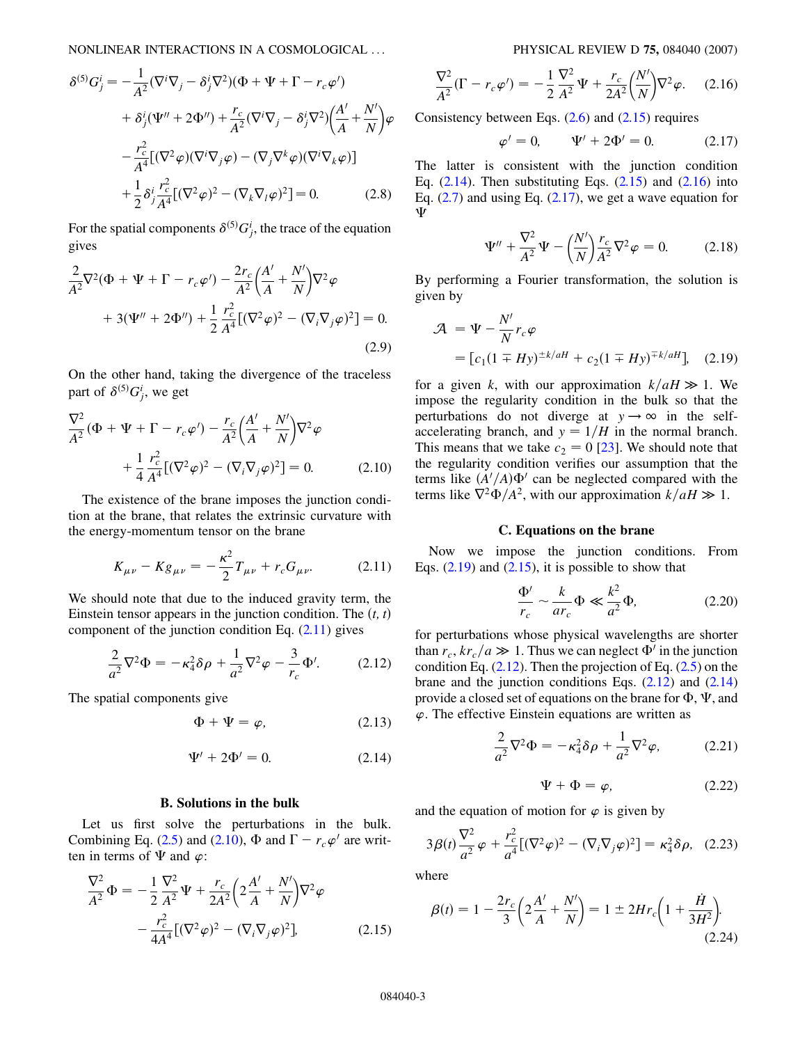$$
\begin{aligned}
\delta^{(5)}G^i_j = &-\frac{1}{A^2}(\nabla^i\nabla_j - \delta^i_j\nabla^2)(\Phi + \Psi + \Gamma - r_c\varphi') \\
&+ \delta^i_j(\Psi'' + 2\Phi'') + \frac{r_c}{A^2}(\nabla^i\nabla_j - \delta^i_j\nabla^2)\left(\frac{A'}{A} + \frac{N'}{N}\right)\varphi \\
&- \frac{r_c^2}{A^4}[(\nabla^2\varphi)(\nabla^i\nabla_j\varphi) - (\nabla_j\nabla^k\varphi)(\nabla^i\nabla_k\varphi)] \\
&+ \frac{1}{2}\delta^i_j\frac{r_c^2}{A^4}[(\nabla^2\varphi)^2 - (\nabla_k\nabla_l\varphi)^2] = 0. \qquad (2.8)
\end{aligned}
$$

For the spatial components $\delta^{(5)}G^i_j$, the trace of the equation gives

$$
\begin{aligned}
&\frac{2}{A^2}\nabla^2(\Phi + \Psi + \Gamma - r_c\varphi') - \frac{2r_c}{A^2}\left(\frac{A'}{A} + \frac{N'}{N}\right)\nabla^2\varphi \\
&+ 3(\Psi'' + 2\Phi'') + \frac{1}{2}\frac{r_c^2}{A^4}[(\nabla^2\varphi)^2 - (\nabla_i\nabla_j\varphi)^2] = 0. \qquad (2.9)
\end{aligned}
$$

On the other hand, taking the divergence of the traceless part of $\delta^{(5)}G^i_j$, we get

$$
\begin{aligned}
&\frac{\nabla^2}{A^2}(\Phi + \Psi + \Gamma - r_c\varphi') - \frac{r_c}{A^2}\left(\frac{A'}{A} + \frac{N'}{N}\right)\nabla^2\varphi \\
&+ \frac{1}{4}\frac{r_c^2}{A^4}[(\nabla^2\varphi)^2 - (\nabla_i\nabla_j\varphi)^2] = 0. \qquad (2.10)
\end{aligned}
$$

The existence of the brane imposes the junction condition at the brane, that relates the extrinsic curvature with the energy-momentum tensor on the brane

$$
K_{\mu\nu} - Kg_{\mu\nu} = -\frac{\kappa^2}{2}T_{\mu\nu} + r_cG_{\mu\nu}. \qquad (2.11)
$$

We should note that due to the induced gravity term, the Einstein tensor appears in the junction condition. The $(t, t)$ component of the junction condition Eq. (2.11) gives

$$
\frac{2}{a^2}\nabla^2\Phi = -\kappa_4^2\delta\rho + \frac{1}{a^2}\nabla^2\varphi - \frac{3}{r_c}\Phi'. \qquad (2.12)
$$

The spatial components give

$$
\Phi + \Psi = \varphi, \qquad (2.13)
$$

$$
\Psi' + 2\Phi' = 0. \qquad (2.14)
$$

### B. Solutions in the bulk

Let us first solve the perturbations in the bulk. Combining Eq. (2.5) and (2.10), $\Phi$ and $\Gamma - r_c\varphi'$ are written in terms of $\Psi$ and $\varphi$:

$$
\begin{aligned}
\frac{\nabla^2}{A^2}\Phi = &-\frac{1}{2}\frac{\nabla^2}{A^2}\Psi + \frac{r_c}{2A^2}\left(2\frac{A'}{A} + \frac{N'}{N}\right)\nabla^2\varphi \\
&- \frac{r_c^2}{4A^4}[(\nabla^2\varphi)^2 - (\nabla_i\nabla_j\varphi)^2], \qquad (2.15)
\end{aligned}
$$

$$
\frac{\nabla^2}{A^2}(\Gamma - r_c\varphi') = -\frac{1}{2}\frac{\nabla^2}{A^2}\Psi + \frac{r_c}{2A^2}\left(\frac{N'}{N}\right)\nabla^2\varphi. \qquad (2.16)
$$

Consistency between Eqs. (2.6) and (2.15) requires

$$
\varphi' = 0, \qquad \Psi' + 2\Phi' = 0. \qquad (2.17)
$$

The latter is consistent with the junction condition Eq. (2.14). Then substituting Eqs. (2.15) and (2.16) into Eq. (2.7) and using Eq. (2.17), we get a wave equation for $\Psi$

$$
\Psi'' + \frac{\nabla^2}{A^2}\Psi - \left(\frac{N'}{N}\right)\frac{r_c}{A^2}\nabla^2\varphi = 0. \qquad (2.18)
$$

By performing a Fourier transformation, the solution is given by

$$
\begin{aligned}
\mathcal{A} &= \Psi - \frac{N'}{N}r_c\varphi \\
&= [c_1(1 \mp Hy)^{\pm k/aH} + c_2(1 \mp Hy)^{\mp k/aH}], \qquad (2.19)
\end{aligned}
$$

for a given $k$, with our approximation $k/aH \gg 1$. We impose the regularity condition in the bulk so that the perturbations do not diverge at $y \to \infty$ in the self-accelerating branch, and $y = 1/H$ in the normal branch. This means that we take $c_2 = 0$ [23]. We should note that the regularity condition verifies our assumption that the terms like $(A'/A)\Phi'$ can be neglected compared with the terms like $\nabla^2\Phi/A^2$, with our approximation $k/aH \gg 1$.

### C. Equations on the brane

Now we impose the junction conditions. From Eqs. (2.19) and (2.15), it is possible to show that

$$
\frac{\Phi'}{r_c} \sim \frac{k}{ar_c}\Phi \ll \frac{k^2}{a^2}\Phi, \qquad (2.20)
$$

for perturbations whose physical wavelengths are shorter than $r_c$, $kr_c/a \gg 1$. Thus we can neglect $\Phi'$ in the junction condition Eq. (2.12). Then the projection of Eq. (2.5) on the brane and the junction conditions Eqs. (2.12) and (2.14) provide a closed set of equations on the brane for $\Phi$, $\Psi$, and $\varphi$. The effective Einstein equations are written as

$$
\frac{2}{a^2}\nabla^2\Phi = -\kappa_4^2\delta\rho + \frac{1}{a^2}\nabla^2\varphi, \qquad (2.21)
$$

$$
\Psi + \Phi = \varphi, \qquad (2.22)
$$

and the equation of motion for $\varphi$ is given by

$$
3\beta(t)\frac{\nabla^2}{a^2}\varphi + \frac{r_c^2}{a^4}[(\nabla^2\varphi)^2 - (\nabla_i\nabla_j\varphi)^2] = \kappa_4^2\delta\rho, \qquad (2.23)
$$

where

$$
\beta(t) = 1 - \frac{2r_c}{3}\left(2\frac{A'}{A} + \frac{N'}{N}\right) = 1 \pm 2Hr_c\left(1 + \frac{\dot{H}}{3H^2}\right). \qquad (2.24)
$$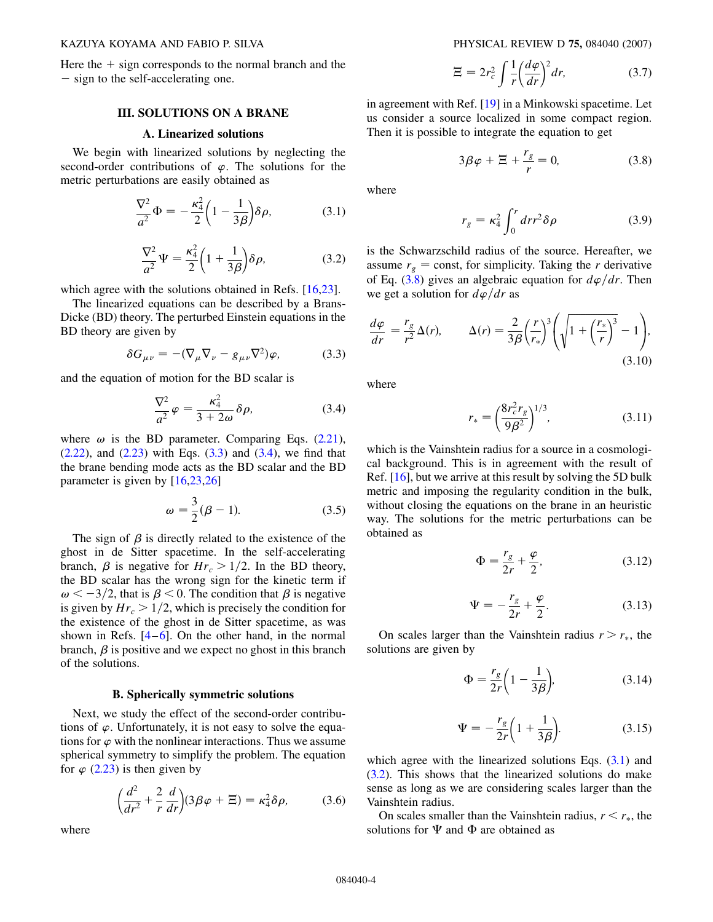Here the + sign corresponds to the normal branch and the − sign to the self-accelerating one.

## III. SOLUTIONS ON A BRANE

### A. Linearized solutions

We begin with linearized solutions by neglecting the second-order contributions of $\varphi$. The solutions for the metric perturbations are easily obtained as

$$\frac{\nabla^2}{a^2}\Phi = -\frac{\kappa_4^2}{2}\left(1 - \frac{1}{3\beta}\right)\delta\rho, \tag{3.1}$$

$$\frac{\nabla^2}{a^2}\Psi = \frac{\kappa_4^2}{2}\left(1 + \frac{1}{3\beta}\right)\delta\rho, \tag{3.2}$$

which agree with the solutions obtained in Refs. [16,23].

The linearized equations can be described by a Brans-Dicke (BD) theory. The perturbed Einstein equations in the BD theory are given by

$$\delta G_{\mu\nu} = -(\nabla_\mu \nabla_\nu - g_{\mu\nu}\nabla^2)\varphi, \tag{3.3}$$

and the equation of motion for the BD scalar is

$$\frac{\nabla^2}{a^2}\varphi = \frac{\kappa_4^2}{3 + 2\omega}\delta\rho, \tag{3.4}$$

where $\omega$ is the BD parameter. Comparing Eqs. (2.21), (2.22), and (2.23) with Eqs. (3.3) and (3.4), we find that the brane bending mode acts as the BD scalar and the BD parameter is given by [16,23,26]

$$\omega = \frac{3}{2}(\beta - 1). \tag{3.5}$$

The sign of $\beta$ is directly related to the existence of the ghost in de Sitter spacetime. In the self-accelerating branch, $\beta$ is negative for $Hr_c > 1/2$. In the BD theory, the BD scalar has the wrong sign for the kinetic term if $\omega < -3/2$, that is $\beta < 0$. The condition that $\beta$ is negative is given by $Hr_c > 1/2$, which is precisely the condition for the existence of the ghost in de Sitter spacetime, as was shown in Refs. [4–6]. On the other hand, in the normal branch, $\beta$ is positive and we expect no ghost in this branch of the solutions.

### B. Spherically symmetric solutions

Next, we study the effect of the second-order contributions of $\varphi$. Unfortunately, it is not easy to solve the equations for $\varphi$ with the nonlinear interactions. Thus we assume spherical symmetry to simplify the problem. The equation for $\varphi$ (2.23) is then given by

$$\left(\frac{d^2}{dr^2} + \frac{2}{r}\frac{d}{dr}\right)(3\beta\varphi + \Xi) = \kappa_4^2\delta\rho, \tag{3.6}$$

where

$$\Xi = 2r_c^2\int \frac{1}{r}\left(\frac{d\varphi}{dr}\right)^2 dr, \tag{3.7}$$

in agreement with Ref. [19] in a Minkowski spacetime. Let us consider a source localized in some compact region. Then it is possible to integrate the equation to get

$$3\beta\varphi + \Xi + \frac{r_g}{r} = 0, \tag{3.8}$$

where

$$r_g = \kappa_4^2\int_0^r dr r^2\delta\rho \tag{3.9}$$

is the Schwarzschild radius of the source. Hereafter, we assume $r_g = \text{const}$, for simplicity. Taking the $r$ derivative of Eq. (3.8) gives an algebraic equation for $d\varphi/dr$. Then we get a solution for $d\varphi/dr$ as

$$\frac{d\varphi}{dr} = \frac{r_g}{r^2}\Delta(r), \qquad \Delta(r) = \frac{2}{3\beta}\left(\frac{r}{r_*}\right)^3\left(\sqrt{1 + \left(\frac{r_*}{r}\right)^3} - 1\right), \tag{3.10}$$

where

$$r_* = \left(\frac{8r_c^2 r_g}{9\beta^2}\right)^{1/3}, \tag{3.11}$$

which is the Vainshtein radius for a source in a cosmological background. This is in agreement with the result of Ref. [16], but we arrive at this result by solving the 5D bulk metric and imposing the regularity condition in the bulk, without closing the equations on the brane in an heuristic way. The solutions for the metric perturbations can be obtained as

$$\Phi = \frac{r_g}{2r} + \frac{\varphi}{2}, \tag{3.12}$$

$$\Psi = -\frac{r_g}{2r} + \frac{\varphi}{2}. \tag{3.13}$$

On scales larger than the Vainshtein radius $r > r_*$, the solutions are given by

$$\Phi = \frac{r_g}{2r}\left(1 - \frac{1}{3\beta}\right), \tag{3.14}$$

$$\Psi = -\frac{r_g}{2r}\left(1 + \frac{1}{3\beta}\right). \tag{3.15}$$

which agree with the linearized solutions Eqs. (3.1) and (3.2). This shows that the linearized solutions do make sense as long as we are considering scales larger than the Vainshtein radius.

On scales smaller than the Vainshtein radius, $r < r_*$, the solutions for $\Psi$ and $\Phi$ are obtained as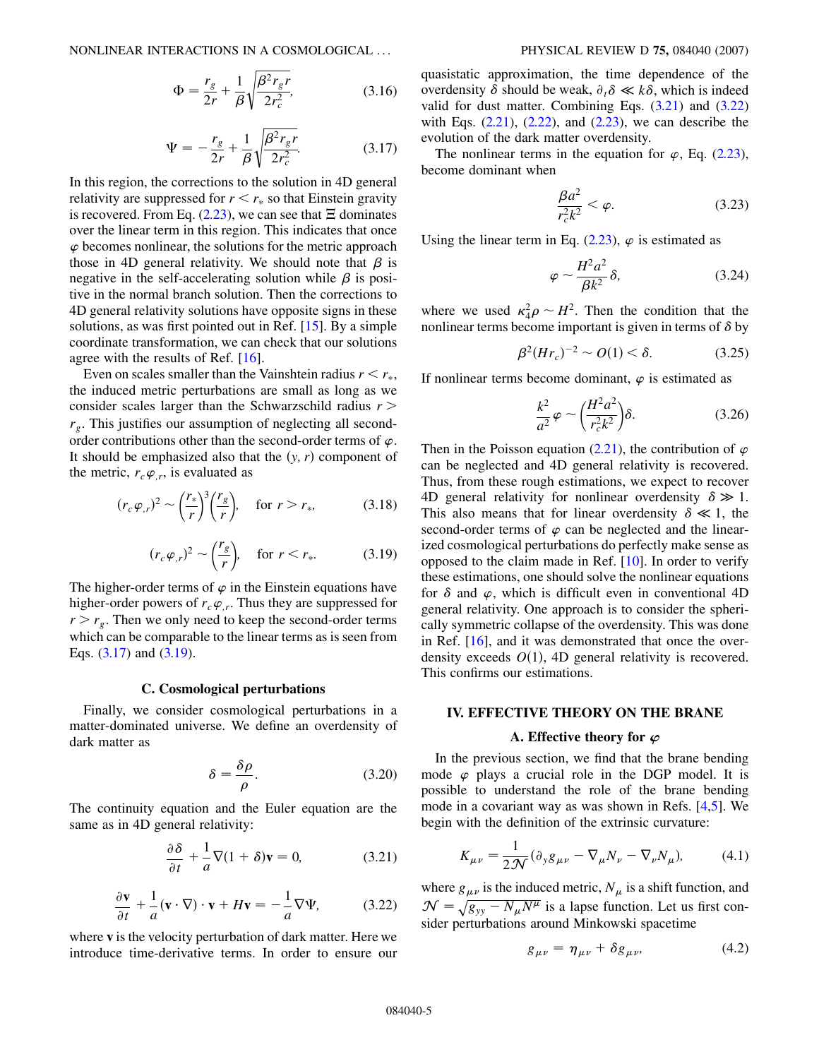$$\Phi = \frac{r_g}{2r} + \frac{1}{\beta}\sqrt{\frac{\beta^2 r_g r}{2r_c^2}}, \tag{3.16}$$

$$\Psi = -\frac{r_g}{2r} + \frac{1}{\beta}\sqrt{\frac{\beta^2 r_g r}{2r_c^2}}. \tag{3.17}$$

In this region, the corrections to the solution in 4D general relativity are suppressed for $r < r_*$ so that Einstein gravity is recovered. From Eq. (2.23), we can see that $\Xi$ dominates over the linear term in this region. This indicates that once $\varphi$ becomes nonlinear, the solutions for the metric approach those in 4D general relativity. We should note that $\beta$ is negative in the self-accelerating solution while $\beta$ is positive in the normal branch solution. Then the corrections to 4D general relativity solutions have opposite signs in these solutions, as was first pointed out in Ref. [15]. By a simple coordinate transformation, we can check that our solutions agree with the results of Ref. [16].

Even on scales smaller than the Vainshtein radius $r < r_*$, the induced metric perturbations are small as long as we consider scales larger than the Schwarzschild radius $r > r_g$. This justifies our assumption of neglecting all second-order contributions other than the second-order terms of $\varphi$. It should be emphasized also that the $(y, r)$ component of the metric, $r_c\varphi_{,r}$, is evaluated as

$$(r_c\varphi_{,r})^2 \sim \left(\frac{r_*}{r}\right)^3\left(\frac{r_g}{r}\right), \quad \text{for } r > r_*, \tag{3.18}$$

$$(r_c\varphi_{,r})^2 \sim \left(\frac{r_g}{r}\right), \quad \text{for } r < r_*. \tag{3.19}$$

The higher-order terms of $\varphi$ in the Einstein equations have higher-order powers of $r_c\varphi_{,r}$. Thus they are suppressed for $r > r_g$. Then we only need to keep the second-order terms which can be comparable to the linear terms as is seen from Eqs. (3.17) and (3.19).

### C. Cosmological perturbations

Finally, we consider cosmological perturbations in a matter-dominated universe. We define an overdensity of dark matter as

$$\delta = \frac{\delta\rho}{\rho}. \tag{3.20}$$

The continuity equation and the Euler equation are the same as in 4D general relativity:

$$\frac{\partial\delta}{\partial t} + \frac{1}{a}\nabla(1+\delta)\mathbf{v} = 0, \tag{3.21}$$

$$\frac{\partial\mathbf{v}}{\partial t} + \frac{1}{a}(\mathbf{v}\cdot\nabla)\cdot\mathbf{v} + H\mathbf{v} = -\frac{1}{a}\nabla\Psi, \tag{3.22}$$

where $\mathbf{v}$ is the velocity perturbation of dark matter. Here we introduce time-derivative terms. In order to ensure our quasistatic approximation, the time dependence of the overdensity $\delta$ should be weak, $\partial_t\delta \ll k\delta$, which is indeed valid for dust matter. Combining Eqs. (3.21) and (3.22) with Eqs. (2.21), (2.22), and (2.23), we can describe the evolution of the dark matter overdensity.

The nonlinear terms in the equation for $\varphi$, Eq. (2.23), become dominant when

$$\frac{\beta a^2}{r_c^2 k^2} < \varphi. \tag{3.23}$$

Using the linear term in Eq. (2.23), $\varphi$ is estimated as

$$\varphi \sim \frac{H^2 a^2}{\beta k^2}\delta, \tag{3.24}$$

where we used $\kappa_4^2\rho \sim H^2$. Then the condition that the nonlinear terms become important is given in terms of $\delta$ by

$$\beta^2(Hr_c)^{-2} \sim O(1) < \delta. \tag{3.25}$$

If nonlinear terms become dominant, $\varphi$ is estimated as

$$\frac{k^2}{a^2}\varphi \sim \left(\frac{H^2 a^2}{r_c^2 k^2}\right)\delta. \tag{3.26}$$

Then in the Poisson equation (2.21), the contribution of $\varphi$ can be neglected and 4D general relativity is recovered. Thus, from these rough estimations, we expect to recover 4D general relativity for nonlinear overdensity $\delta \gg 1$. This also means that for linear overdensity $\delta \ll 1$, the second-order terms of $\varphi$ can be neglected and the linearized cosmological perturbations do perfectly make sense as opposed to the claim made in Ref. [10]. In order to verify these estimations, one should solve the nonlinear equations for $\delta$ and $\varphi$, which is difficult even in conventional 4D general relativity. One approach is to consider the spherically symmetric collapse of the overdensity. This was done in Ref. [16], and it was demonstrated that once the overdensity exceeds $O(1)$, 4D general relativity is recovered. This confirms our estimations.

## IV. EFFECTIVE THEORY ON THE BRANE

### A. Effective theory for $\varphi$

In the previous section, we find that the brane bending mode $\varphi$ plays a crucial role in the DGP model. It is possible to understand the role of the brane bending mode in a covariant way as was shown in Refs. [4,5]. We begin with the definition of the extrinsic curvature:

$$K_{\mu\nu} = \frac{1}{2\mathcal{N}}(\partial_y g_{\mu\nu} - \nabla_\mu N_\nu - \nabla_\nu N_\mu), \tag{4.1}$$

where $g_{\mu\nu}$ is the induced metric, $N_\mu$ is a shift function, and $\mathcal{N} = \sqrt{g_{yy} - N_\mu N^\mu}$ is a lapse function. Let us first consider perturbations around Minkowski spacetime

$$g_{\mu\nu} = \eta_{\mu\nu} + \delta g_{\mu\nu}, \tag{4.2}$$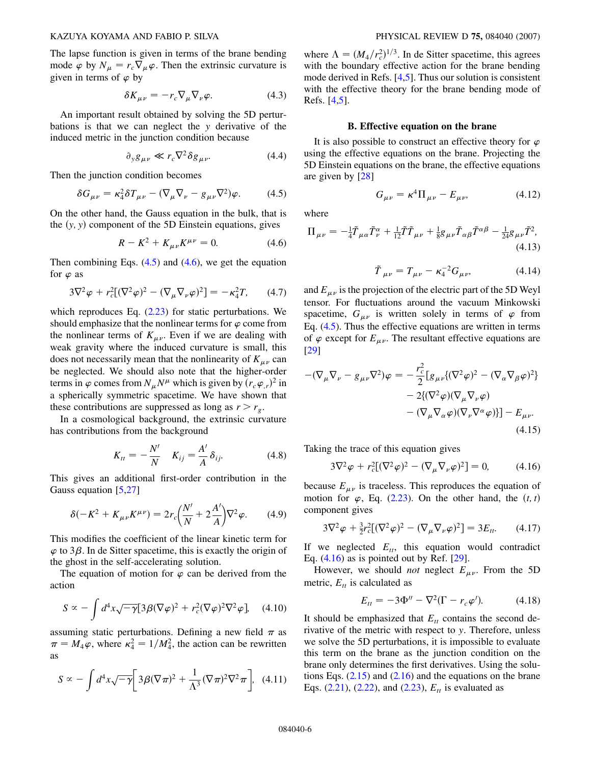The lapse function is given in terms of the brane bending mode $\varphi$ by $N_\mu = r_c \nabla_\mu \varphi$. Then the extrinsic curvature is given in terms of $\varphi$ by

$$\delta K_{\mu\nu} = -r_c \nabla_\mu \nabla_\nu \varphi. \tag{4.3}$$

An important result obtained by solving the 5D perturbations is that we can neglect the $y$ derivative of the induced metric in the junction condition because

$$\partial_y g_{\mu\nu} \ll r_c \nabla^2 \delta g_{\mu\nu}. \tag{4.4}$$

Then the junction condition becomes

$$\delta G_{\mu\nu} = \kappa_4^2 \delta T_{\mu\nu} - (\nabla_\mu \nabla_\nu - g_{\mu\nu} \nabla^2)\varphi. \tag{4.5}$$

On the other hand, the Gauss equation in the bulk, that is the $(y, y)$ component of the 5D Einstein equations, gives

$$R - K^2 + K_{\mu\nu} K^{\mu\nu} = 0. \tag{4.6}$$

Then combining Eqs. (4.5) and (4.6), we get the equation for $\varphi$ as

$$3\nabla^2 \varphi + r_c^2 [(\nabla^2 \varphi)^2 - (\nabla_\mu \nabla_\nu \varphi)^2] = -\kappa_4^2 T, \tag{4.7}$$

which reproduces Eq. (2.23) for static perturbations. We should emphasize that the nonlinear terms for $\varphi$ come from the nonlinear terms of $K_{\mu\nu}$. Even if we are dealing with weak gravity where the induced curvature is small, this does not necessarily mean that the nonlinearity of $K_{\mu\nu}$ can be neglected. We should also note that the higher-order terms in $\varphi$ comes from $N_\mu N^\mu$ which is given by $(r_c \varphi_{,r})^2$ in a spherically symmetric spacetime. We have shown that these contributions are suppressed as long as $r > r_g$.

In a cosmological background, the extrinsic curvature has contributions from the background

$$K_{tt} = -\frac{N'}{N} \quad K_{ij} = \frac{A'}{A}\delta_{ij}. \tag{4.8}$$

This gives an additional first-order contribution in the Gauss equation [5,27]

$$\delta(-K^2 + K_{\mu\nu} K^{\mu\nu}) = 2r_c \left(\frac{N'}{N} + 2\frac{A'}{A}\right)\nabla^2 \varphi. \tag{4.9}$$

This modifies the coefficient of the linear kinetic term for $\varphi$ to $3\beta$. In de Sitter spacetime, this is exactly the origin of the ghost in the self-accelerating solution.

The equation of motion for $\varphi$ can be derived from the action

$$S \propto -\int d^4x \sqrt{-\gamma}[3\beta(\nabla\varphi)^2 + r_c^2 (\nabla\varphi)^2 \nabla^2 \varphi], \tag{4.10}$$

assuming static perturbations. Defining a new field $\pi$ as $\pi = M_4 \varphi$, where $\kappa_4^2 = 1/M_4^2$, the action can be rewritten as

$$S \propto -\int d^4x \sqrt{-\gamma}\left[3\beta(\nabla\pi)^2 + \frac{1}{\Lambda^3}(\nabla\pi)^2 \nabla^2 \pi\right], \tag{4.11}$$

where $\Lambda = (M_4/r_c^2)^{1/3}$. In de Sitter spacetime, this agrees with the boundary effective action for the brane bending mode derived in Refs. [4,5]. Thus our solution is consistent with the effective theory for the brane bending mode of Refs. [4,5].

### B. Effective equation on the brane

It is also possible to construct an effective theory for $\varphi$ using the effective equations on the brane. Projecting the 5D Einstein equations on the brane, the effective equations are given by [28]

$$G_{\mu\nu} = \kappa^4 \Pi_{\mu\nu} - E_{\mu\nu}, \tag{4.12}$$

where

$$\Pi_{\mu\nu} = -\tfrac{1}{4}\tilde{T}_{\mu\alpha}\tilde{T}^\alpha_\nu + \tfrac{1}{12}\tilde{T}\tilde{T}_{\mu\nu} + \tfrac{1}{8}g_{\mu\nu}\tilde{T}_{\alpha\beta}\tilde{T}^{\alpha\beta} - \tfrac{1}{24}g_{\mu\nu}\tilde{T}^2, \tag{4.13}$$

$$\tilde{T}_{\mu\nu} = T_{\mu\nu} - \kappa_4^{-2} G_{\mu\nu}, \tag{4.14}$$

and $E_{\mu\nu}$ is the projection of the electric part of the 5D Weyl tensor. For fluctuations around the vacuum Minkowski spacetime, $G_{\mu\nu}$ is written solely in terms of $\varphi$ from Eq. (4.5). Thus the effective equations are written in terms of $\varphi$ except for $E_{\mu\nu}$. The resultant effective equations are [29]

$$\begin{aligned}-(\nabla_\mu \nabla_\nu - g_{\mu\nu}\nabla^2)\varphi = &-\frac{r_c^2}{2}[g_{\mu\nu}\{(\nabla^2\varphi)^2 - (\nabla_\alpha \nabla_\beta \varphi)^2\} \\ &- 2\{(\nabla^2\varphi)(\nabla_\mu \nabla_\nu \varphi) \\ &- (\nabla_\mu \nabla_\alpha \varphi)(\nabla_\nu \nabla^\alpha \varphi)\}] - E_{\mu\nu}.\end{aligned} \tag{4.15}$$

Taking the trace of this equation gives

$$3\nabla^2\varphi + r_c^2[(\nabla^2\varphi)^2 - (\nabla_\mu \nabla_\nu \varphi)^2] = 0, \tag{4.16}$$

because $E_{\mu\nu}$ is traceless. This reproduces the equation of motion for $\varphi$, Eq. (2.23). On the other hand, the $(t, t)$ component gives

$$3\nabla^2\varphi + \tfrac{3}{2}r_c^2[(\nabla^2\varphi)^2 - (\nabla_\mu \nabla_\nu \varphi)^2] = 3E_{tt}. \tag{4.17}$$

If we neglected $E_{tt}$, this equation would contradict Eq. (4.16) as is pointed out by Ref. [29].

However, we should *not* neglect $E_{\mu\nu}$. From the 5D metric, $E_{tt}$ is calculated as

$$E_{tt} = -3\Phi'' - \nabla^2(\Gamma - r_c \varphi'). \tag{4.18}$$

It should be emphasized that $E_{tt}$ contains the second derivative of the metric with respect to $y$. Therefore, unless we solve the 5D perturbations, it is impossible to evaluate this term on the brane as the junction condition on the brane only determines the first derivatives. Using the solutions Eqs. (2.15) and (2.16) and the equations on the brane Eqs. (2.21), (2.22), and (2.23), $E_{tt}$ is evaluated as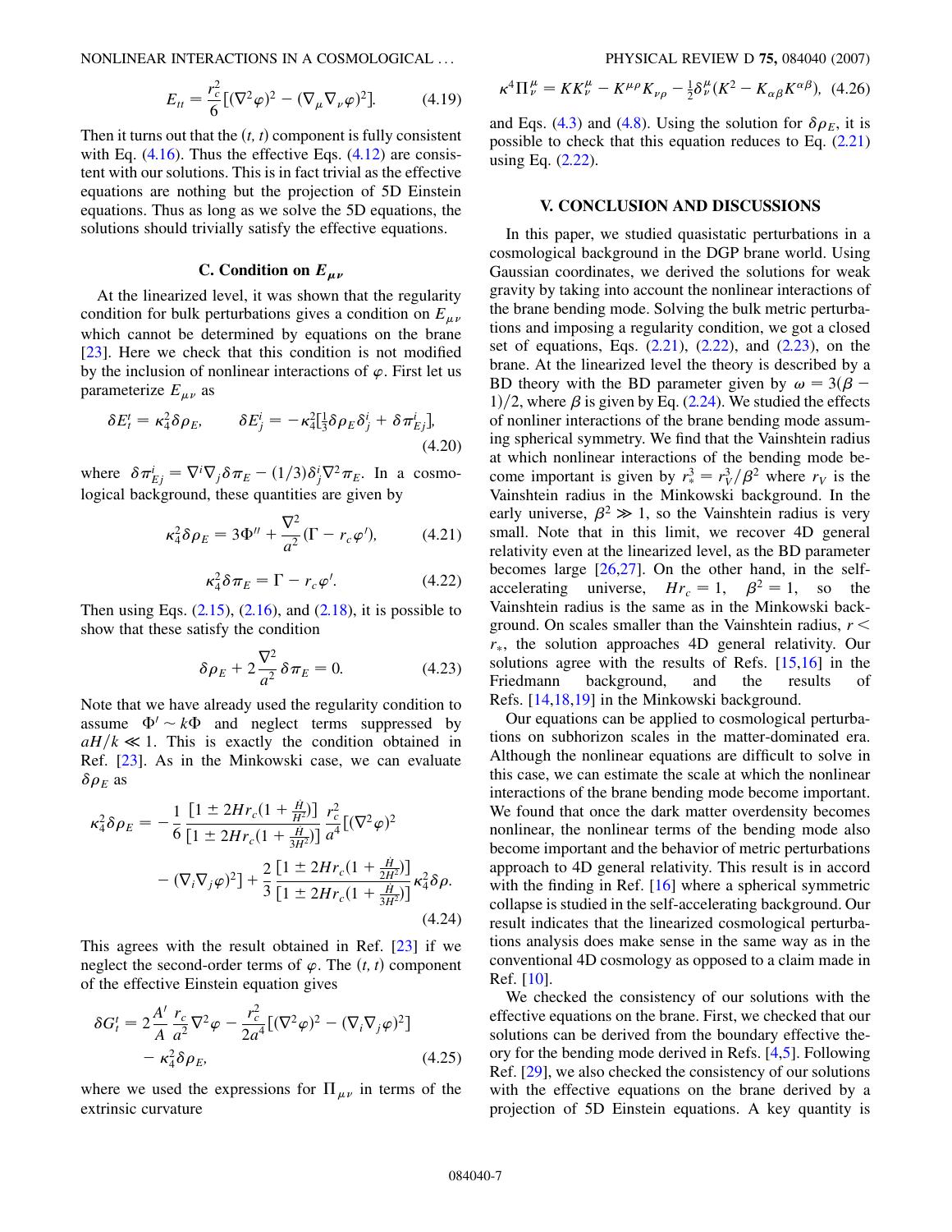$$E_{tt} = \frac{r_c^2}{6}[(\nabla^2\varphi)^2 - (\nabla_\mu\nabla_\nu\varphi)^2]. \tag{4.19}$$

Then it turns out that the $(t, t)$ component is fully consistent with Eq. (4.16). Thus the effective Eqs. (4.12) are consistent with our solutions. This is in fact trivial as the effective equations are nothing but the projection of 5D Einstein equations. Thus as long as we solve the 5D equations, the solutions should trivially satisfy the effective equations.

### C. Condition on $E_{\mu\nu}$

At the linearized level, it was shown that the regularity condition for bulk perturbations gives a condition on $E_{\mu\nu}$ which cannot be determined by equations on the brane [23]. Here we check that this condition is not modified by the inclusion of nonlinear interactions of $\varphi$. First let us parameterize $E_{\mu\nu}$ as

$$\delta E^t_t = \kappa_4^2\delta\rho_E, \qquad \delta E^i_j = -\kappa_4^2[\tfrac{1}{3}\delta\rho_E\delta^i_j + \delta\pi^i_{Ej}], \tag{4.20}$$

where $\delta\pi^i_{Ej} = \nabla^i\nabla_j\delta\pi_E - (1/3)\delta^i_j\nabla^2\pi_E$. In a cosmological background, these quantities are given by

$$\kappa_4^2\delta\rho_E = 3\Phi'' + \frac{\nabla^2}{a^2}(\Gamma - r_c\varphi'), \tag{4.21}$$

$$\kappa_4^2\delta\pi_E = \Gamma - r_c\varphi'. \tag{4.22}$$

Then using Eqs. (2.15), (2.16), and (2.18), it is possible to show that these satisfy the condition

$$\delta\rho_E + 2\frac{\nabla^2}{a^2}\delta\pi_E = 0. \tag{4.23}$$

Note that we have already used the regularity condition to assume $\Phi' \sim k\Phi$ and neglect terms suppressed by $aH/k \ll 1$. This is exactly the condition obtained in Ref. [23]. As in the Minkowski case, we can evaluate $\delta\rho_E$ as

$$\begin{aligned}\kappa_4^2\delta\rho_E = &-\frac{1}{6}\frac{[1 \pm 2Hr_c(1 + \frac{\dot{H}}{H^2})]}{[1 \pm 2Hr_c(1 + \frac{\dot{H}}{3H^2})]}\frac{r_c^2}{a^4}[(\nabla^2\varphi)^2 \\ &- (\nabla_i\nabla_j\varphi)^2] + \frac{2}{3}\frac{[1 \pm 2Hr_c(1 + \frac{\dot{H}}{2H^2})]}{[1 \pm 2Hr_c(1 + \frac{\dot{H}}{3H^2})]}\kappa_4^2\delta\rho.\end{aligned} \tag{4.24}$$

This agrees with the result obtained in Ref. [23] if we neglect the second-order terms of $\varphi$. The $(t, t)$ component of the effective Einstein equation gives

$$\begin{aligned}\delta G^t_t = &\, 2\frac{A'}{A}\frac{r_c}{a^2}\nabla^2\varphi - \frac{r_c^2}{2a^4}[(\nabla^2\varphi)^2 - (\nabla_i\nabla_j\varphi)^2] \\ &- \kappa_4^2\delta\rho_E,\end{aligned} \tag{4.25}$$

where we used the expressions for $\Pi_{\mu\nu}$ in terms of the extrinsic curvature

$$\kappa^4\Pi^\mu_\nu = KK^\mu_\nu - K^{\mu\rho}K_{\nu\rho} - \tfrac{1}{2}\delta^\mu_\nu(K^2 - K_{\alpha\beta}K^{\alpha\beta}), \tag{4.26}$$

and Eqs. (4.3) and (4.8). Using the solution for $\delta\rho_E$, it is possible to check that this equation reduces to Eq. (2.21) using Eq. (2.22).

## V. CONCLUSION AND DISCUSSIONS

In this paper, we studied quasistatic perturbations in a cosmological background in the DGP brane world. Using Gaussian coordinates, we derived the solutions for weak gravity by taking into account the nonlinear interactions of the brane bending mode. Solving the bulk metric perturbations and imposing a regularity condition, we got a closed set of equations, Eqs. (2.21), (2.22), and (2.23), on the brane. At the linearized level the theory is described by a BD theory with the BD parameter given by $\omega = 3(\beta - 1)/2$, where $\beta$ is given by Eq. (2.24). We studied the effects of nonliner interactions of the brane bending mode assuming spherical symmetry. We find that the Vainshtein radius at which nonlinear interactions of the bending mode become important is given by $r_*^3 = r_V^3/\beta^2$ where $r_V$ is the Vainshtein radius in the Minkowski background. In the early universe, $\beta^2 \gg 1$, so the Vainshtein radius is very small. Note that in this limit, we recover 4D general relativity even at the linearized level, as the BD parameter becomes large [26,27]. On the other hand, in the self-accelerating universe, $Hr_c = 1$, $\beta^2 = 1$, so the Vainshtein radius is the same as in the Minkowski background. On scales smaller than the Vainshtein radius, $r < r_*$, the solution approaches 4D general relativity. Our solutions agree with the results of Refs. [15,16] in the Friedmann background, and the results of Refs. [14,18,19] in the Minkowski background.

Our equations can be applied to cosmological perturbations on subhorizon scales in the matter-dominated era. Although the nonlinear equations are difficult to solve in this case, we can estimate the scale at which the nonlinear interactions of the brane bending mode become important. We found that once the dark matter overdensity becomes nonlinear, the nonlinear terms of the bending mode also become important and the behavior of metric perturbations approach to 4D general relativity. This result is in accord with the finding in Ref. [16] where a spherical symmetric collapse is studied in the self-accelerating background. Our result indicates that the linearized cosmological perturbations analysis does make sense in the same way as in the conventional 4D cosmology as opposed to a claim made in Ref. [10].

We checked the consistency of our solutions with the effective equations on the brane. First, we checked that our solutions can be derived from the boundary effective theory for the bending mode derived in Refs. [4,5]. Following Ref. [29], we also checked the consistency of our solutions with the effective equations on the brane derived by a projection of 5D Einstein equations. A key quantity is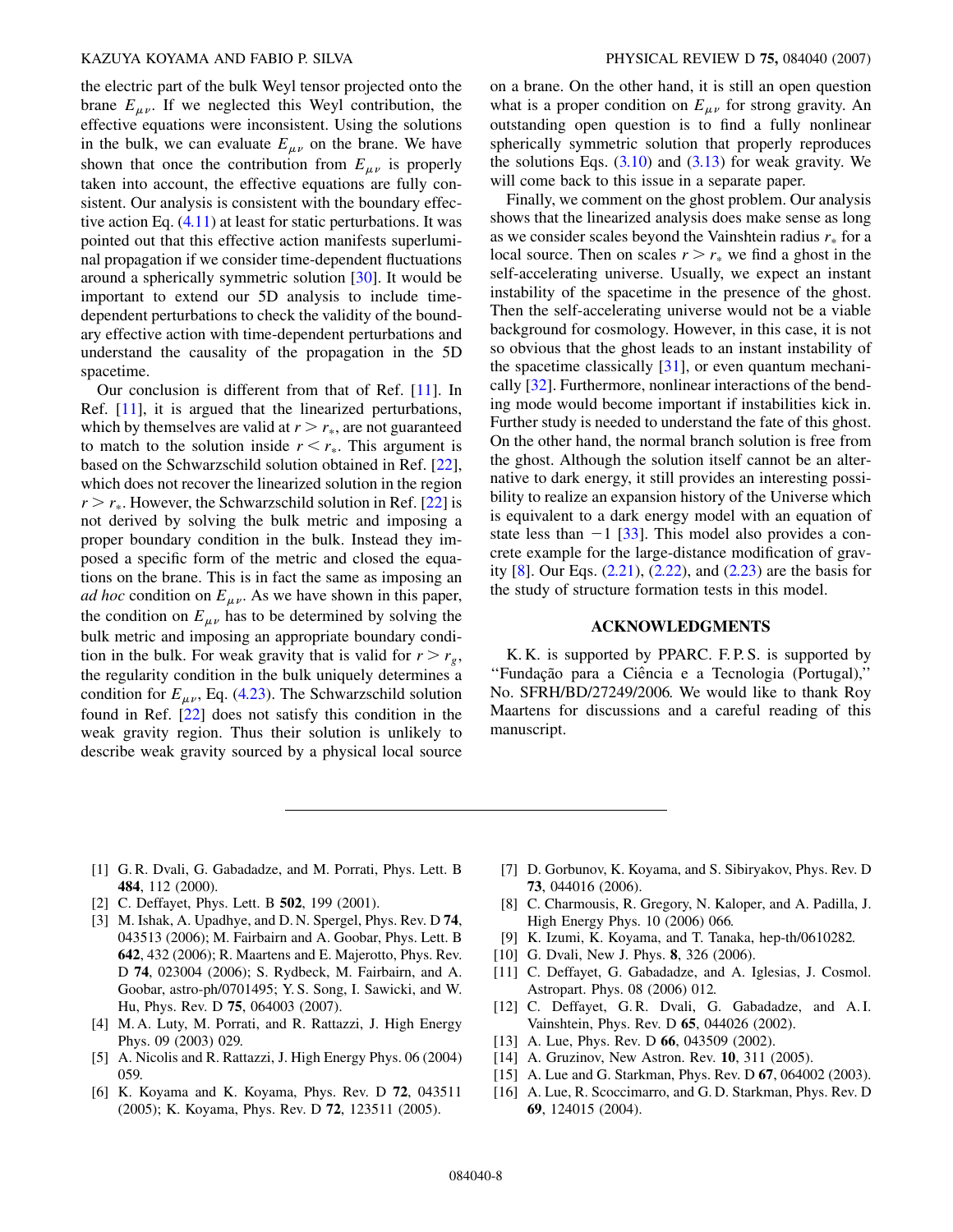the electric part of the bulk Weyl tensor projected onto the brane $E_{\mu\nu}$. If we neglected this Weyl contribution, the effective equations were inconsistent. Using the solutions in the bulk, we can evaluate $E_{\mu\nu}$ on the brane. We have shown that once the contribution from $E_{\mu\nu}$ is properly taken into account, the effective equations are fully consistent. Our analysis is consistent with the boundary effective action Eq. (4.11) at least for static perturbations. It was pointed out that this effective action manifests superluminal propagation if we consider time-dependent fluctuations around a spherically symmetric solution [30]. It would be important to extend our 5D analysis to include time-dependent perturbations to check the validity of the boundary effective action with time-dependent perturbations and understand the causality of the propagation in the 5D spacetime.

Our conclusion is different from that of Ref. [11]. In Ref. [11], it is argued that the linearized perturbations, which by themselves are valid at $r > r_*$, are not guaranteed to match to the solution inside $r < r_*$. This argument is based on the Schwarzschild solution obtained in Ref. [22], which does not recover the linearized solution in the region $r > r_*$. However, the Schwarzschild solution in Ref. [22] is not derived by solving the bulk metric and imposing a proper boundary condition in the bulk. Instead they imposed a specific form of the metric and closed the equations on the brane. This is in fact the same as imposing an *ad hoc* condition on $E_{\mu\nu}$. As we have shown in this paper, the condition on $E_{\mu\nu}$ has to be determined by solving the bulk metric and imposing an appropriate boundary condition in the bulk. For weak gravity that is valid for $r > r_g$, the regularity condition in the bulk uniquely determines a condition for $E_{\mu\nu}$, Eq. (4.23). The Schwarzschild solution found in Ref. [22] does not satisfy this condition in the weak gravity region. Thus their solution is unlikely to describe weak gravity sourced by a physical local source on a brane. On the other hand, it is still an open question what is a proper condition on $E_{\mu\nu}$ for strong gravity. An outstanding open question is to find a fully nonlinear spherically symmetric solution that properly reproduces the solutions Eqs. (3.10) and (3.13) for weak gravity. We will come back to this issue in a separate paper.

Finally, we comment on the ghost problem. Our analysis shows that the linearized analysis does make sense as long as we consider scales beyond the Vainshtein radius $r_*$ for a local source. Then on scales $r > r_*$ we find a ghost in the self-accelerating universe. Usually, we expect an instant instability of the spacetime in the presence of the ghost. Then the self-accelerating universe would not be a viable background for cosmology. However, in this case, it is not so obvious that the ghost leads to an instant instability of the spacetime classically [31], or even quantum mechanically [32]. Furthermore, nonlinear interactions of the bending mode would become important if instabilities kick in. Further study is needed to understand the fate of this ghost. On the other hand, the normal branch solution is free from the ghost. Although the solution itself cannot be an alternative to dark energy, it still provides an interesting possibility to realize an expansion history of the Universe which is equivalent to a dark energy model with an equation of state less than $-1$ [33]. This model also provides a concrete example for the large-distance modification of gravity [8]. Our Eqs. (2.21), (2.22), and (2.23) are the basis for the study of structure formation tests in this model.

## ACKNOWLEDGMENTS

K. K. is supported by PPARC. F. P. S. is supported by "Fundação para a Ciência e a Tecnologia (Portugal)," No. SFRH/BD/27249/2006. We would like to thank Roy Maartens for discussions and a careful reading of this manuscript.

---

[1] G. R. Dvali, G. Gabadadze, and M. Porrati, Phys. Lett. B **484**, 112 (2000).
[2] C. Deffayet, Phys. Lett. B **502**, 199 (2001).
[3] M. Ishak, A. Upadhye, and D. N. Spergel, Phys. Rev. D **74**, 043513 (2006); M. Fairbairn and A. Goobar, Phys. Lett. B **642**, 432 (2006); R. Maartens and E. Majerotto, Phys. Rev. D **74**, 023004 (2006); S. Rydbeck, M. Fairbairn, and A. Goobar, astro-ph/0701495; Y. S. Song, I. Sawicki, and W. Hu, Phys. Rev. D **75**, 064003 (2007).
[4] M. A. Luty, M. Porrati, and R. Rattazzi, J. High Energy Phys. 09 (2003) 029.
[5] A. Nicolis and R. Rattazzi, J. High Energy Phys. 06 (2004) 059.
[6] K. Koyama and K. Koyama, Phys. Rev. D **72**, 043511 (2005); K. Koyama, Phys. Rev. D **72**, 123511 (2005).
[7] D. Gorbunov, K. Koyama, and S. Sibiryakov, Phys. Rev. D **73**, 044016 (2006).
[8] C. Charmousis, R. Gregory, N. Kaloper, and A. Padilla, J. High Energy Phys. 10 (2006) 066.
[9] K. Izumi, K. Koyama, and T. Tanaka, hep-th/0610282.
[10] G. Dvali, New J. Phys. **8**, 326 (2006).
[11] C. Deffayet, G. Gabadadze, and A. Iglesias, J. Cosmol. Astropart. Phys. 08 (2006) 012.
[12] C. Deffayet, G. R. Dvali, G. Gabadadze, and A. I. Vainshtein, Phys. Rev. D **65**, 044026 (2002).
[13] A. Lue, Phys. Rev. D **66**, 043509 (2002).
[14] A. Gruzinov, New Astron. Rev. **10**, 311 (2005).
[15] A. Lue and G. Starkman, Phys. Rev. D **67**, 064002 (2003).
[16] A. Lue, R. Scoccimarro, and G. D. Starkman, Phys. Rev. D **69**, 124015 (2004).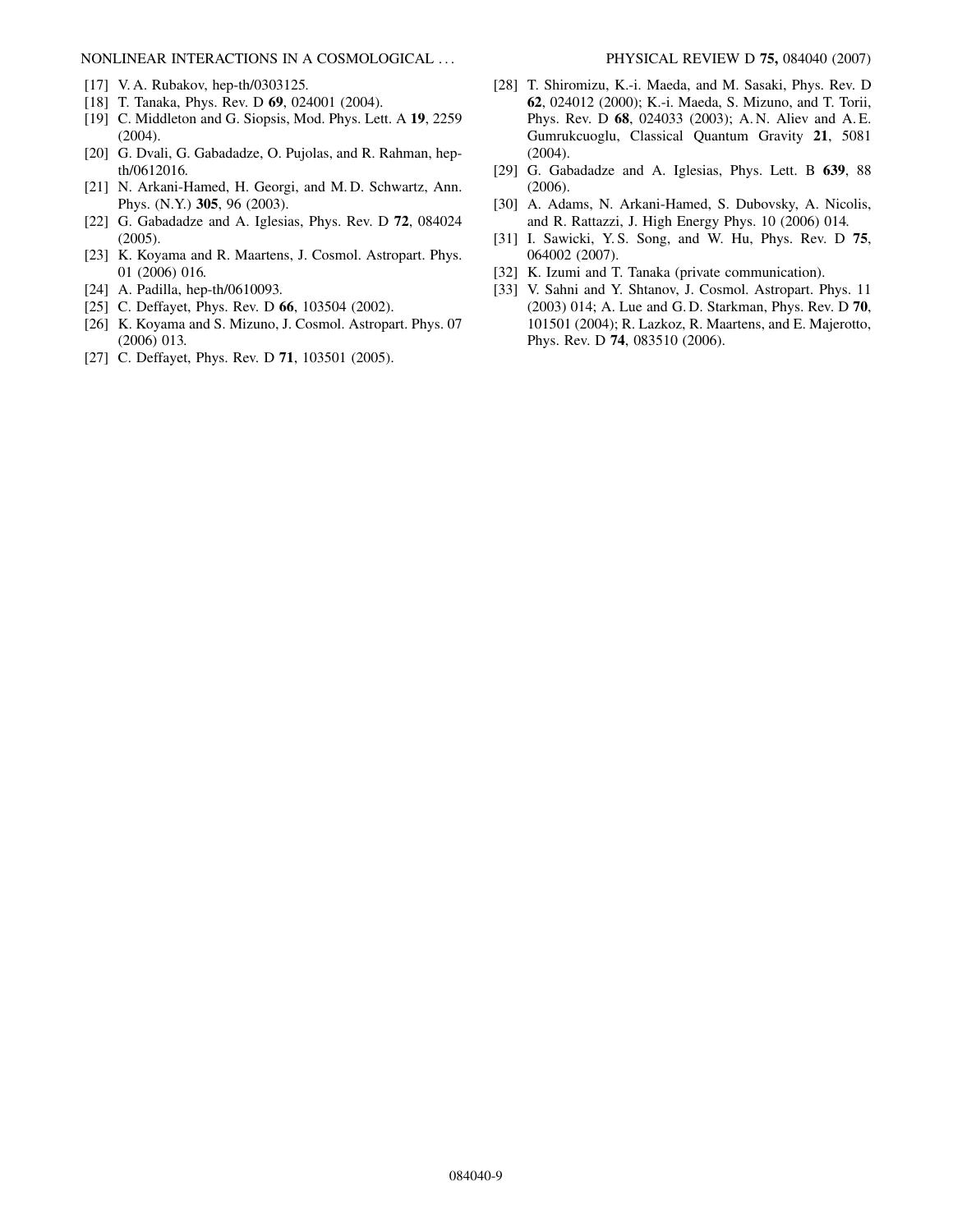[17] V. A. Rubakov, hep-th/0303125.
[18] T. Tanaka, Phys. Rev. D **69**, 024001 (2004).
[19] C. Middleton and G. Siopsis, Mod. Phys. Lett. A **19**, 2259 (2004).
[20] G. Dvali, G. Gabadadze, O. Pujolas, and R. Rahman, hep-th/0612016.
[21] N. Arkani-Hamed, H. Georgi, and M. D. Schwartz, Ann. Phys. (N.Y.) **305**, 96 (2003).
[22] G. Gabadadze and A. Iglesias, Phys. Rev. D **72**, 084024 (2005).
[23] K. Koyama and R. Maartens, J. Cosmol. Astropart. Phys. 01 (2006) 016.
[24] A. Padilla, hep-th/0610093.
[25] C. Deffayet, Phys. Rev. D **66**, 103504 (2002).
[26] K. Koyama and S. Mizuno, J. Cosmol. Astropart. Phys. 07 (2006) 013.
[27] C. Deffayet, Phys. Rev. D **71**, 103501 (2005).
[28] T. Shiromizu, K.-i. Maeda, and M. Sasaki, Phys. Rev. D **62**, 024012 (2000); K.-i. Maeda, S. Mizuno, and T. Torii, Phys. Rev. D **68**, 024033 (2003); A. N. Aliev and A. E. Gumrukcuoglu, Classical Quantum Gravity **21**, 5081 (2004).
[29] G. Gabadadze and A. Iglesias, Phys. Lett. B **639**, 88 (2006).
[30] A. Adams, N. Arkani-Hamed, S. Dubovsky, A. Nicolis, and R. Rattazzi, J. High Energy Phys. 10 (2006) 014.
[31] I. Sawicki, Y. S. Song, and W. Hu, Phys. Rev. D **75**, 064002 (2007).
[32] K. Izumi and T. Tanaka (private communication).
[33] V. Sahni and Y. Shtanov, J. Cosmol. Astropart. Phys. 11 (2003) 014; A. Lue and G. D. Starkman, Phys. Rev. D **70**, 101501 (2004); R. Lazkoz, R. Maartens, and E. Majerotto, Phys. Rev. D **74**, 083510 (2006).